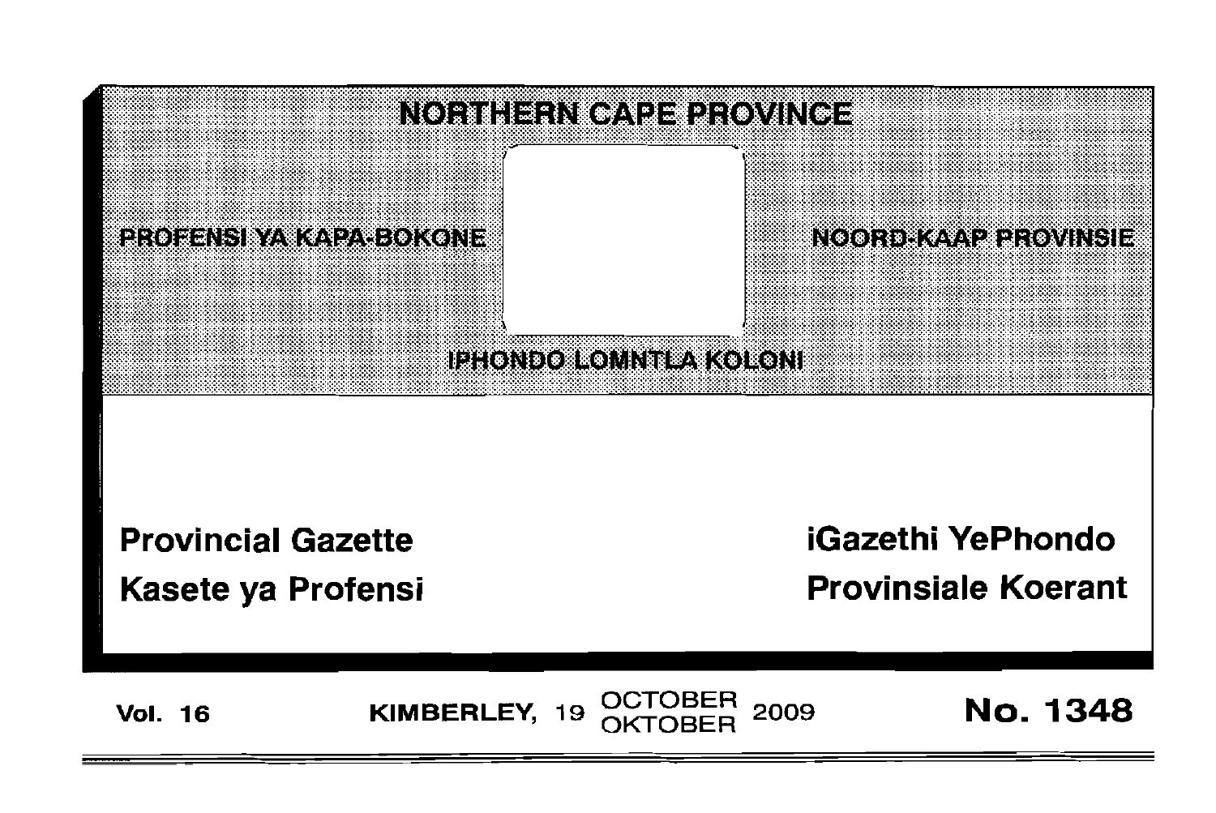# NORTHERN CAPE PROVINCE

PROFENSI YA KAPA-BOKONE

NOORD-KAAP PROVINSIE

IPHONDO LOMNTLA KOLONI

**Provincial Gazette**

**Kasete ya Profensi**

**iGazethi YePhondo**

**Provinsiale Koerant**

**Vol. 16** **KIMBERLEY, 19 OCTOBER / OKTOBER 2009** **No. 1348**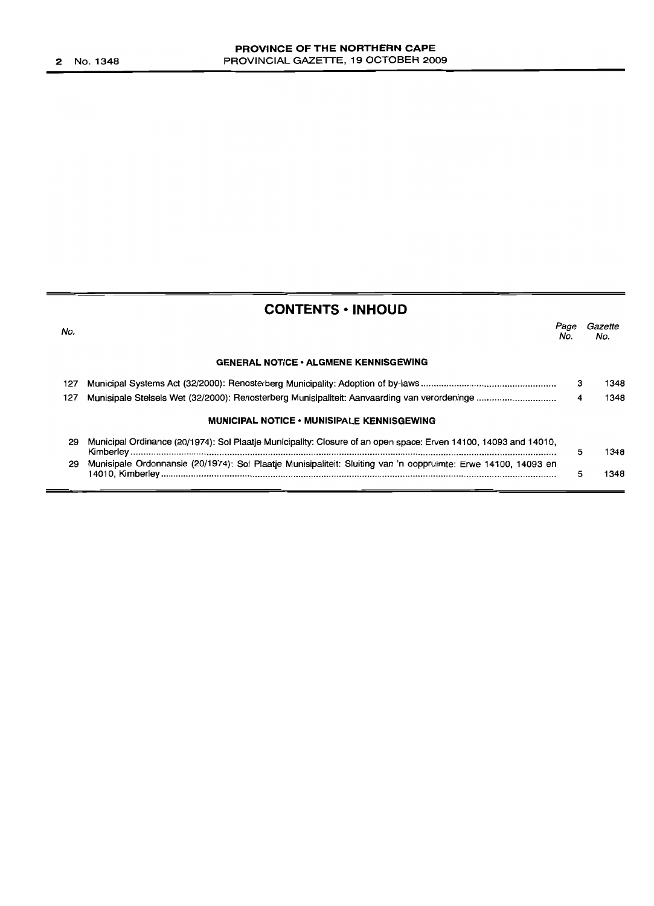## CONTENTS • INHOUD

| No. | | Page No. | Gazette No. |
|---|---|---|---|
| | **GENERAL NOTICE • ALGMENE KENNISGEWING** | | |
| 127 | Municipal Systems Act (32/2000): Renosterberg Municipality: Adoption of by-laws | 3 | 1348 |
| 127 | Munisipale Stelsels Wet (32/2000): Renosterberg Munisipaliteit: Aanvaarding van verordeninge | 4 | 1348 |
| | **MUNICIPAL NOTICE • MUNISIPALE KENNISGEWING** | | |
| 29 | Municipal Ordinance (20/1974): Sol Plaatje Municipality: Closure of an open space: Erven 14100, 14093 and 14010, Kimberley | 5 | 1348 |
| 29 | Munisipale Ordonnansie (20/1974): Sol Plaatje Munisipaliteit: Sluiting van 'n oopruimte: Erwe 14100, 14093 en 14010, Kimberley | 5 | 1348 |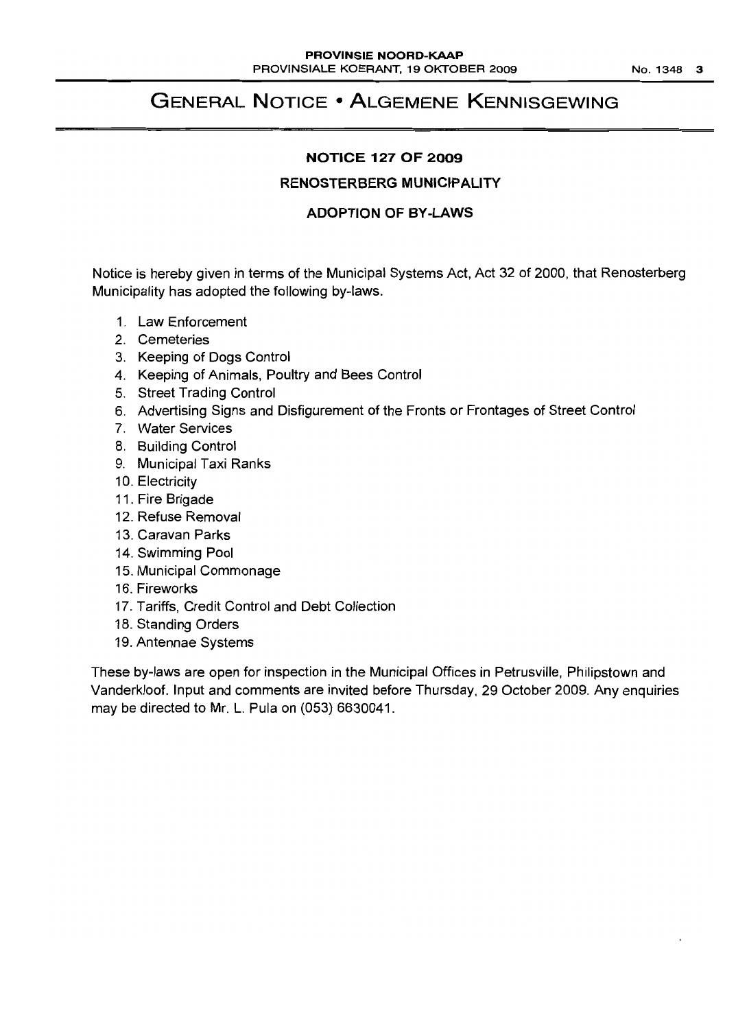# GENERAL NOTICE • ALGEMENE KENNISGEWING

## NOTICE 127 OF 2009

### RENOSTERBERG MUNICIPALITY

### ADOPTION OF BY-LAWS

Notice is hereby given in terms of the Municipal Systems Act, Act 32 of 2000, that Renosterberg Municipality has adopted the following by-laws.

1. Law Enforcement
2. Cemeteries
3. Keeping of Dogs Control
4. Keeping of Animals, Poultry and Bees Control
5. Street Trading Control
6. Advertising Signs and Disfigurement of the Fronts or Frontages of Street Control
7. Water Services
8. Building Control
9. Municipal Taxi Ranks
10. Electricity
11. Fire Brigade
12. Refuse Removal
13. Caravan Parks
14. Swimming Pool
15. Municipal Commonage
16. Fireworks
17. Tariffs, Credit Control and Debt Collection
18. Standing Orders
19. Antennae Systems

These by-laws are open for inspection in the Municipal Offices in Petrusville, Philipstown and Vanderkloof. Input and comments are invited before Thursday, 29 October 2009. Any enquiries may be directed to Mr. L. Pula on (053) 6630041.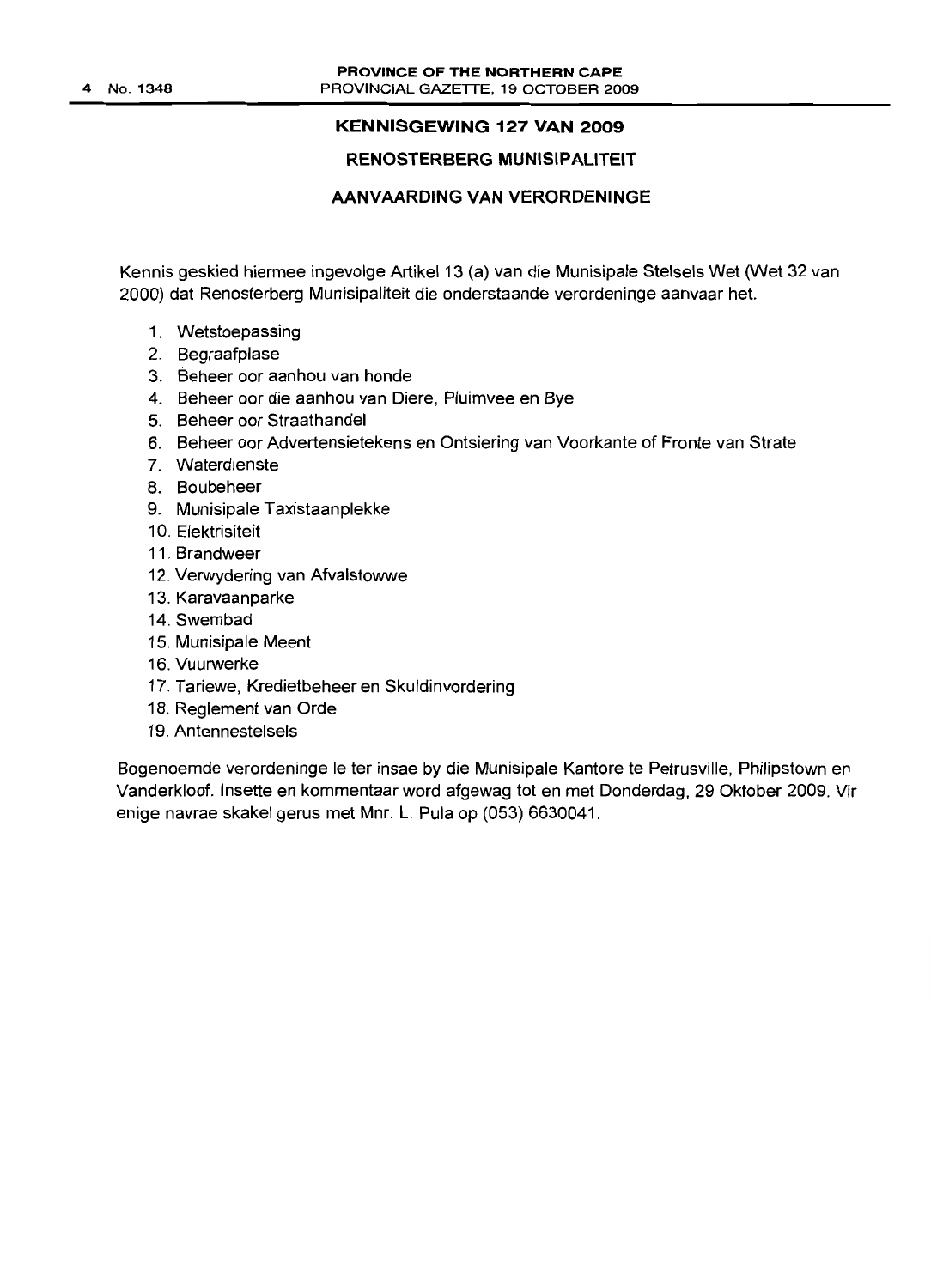## KENNISGEWING 127 VAN 2009

## RENOSTERBERG MUNISIPALITEIT

## AANVAARDING VAN VERORDENINGE

Kennis geskied hiermee ingevolge Artikel 13 (a) van die Munisipale Stelsels Wet (Wet 32 van 2000) dat Renosterberg Munisipaliteit die onderstaande verordeninge aanvaar het.

1. Wetstoepassing
2. Begraafplase
3. Beheer oor aanhou van honde
4. Beheer oor die aanhou van Diere, Pluimvee en Bye
5. Beheer oor Straathandel
6. Beheer oor Advertensietekens en Ontsiering van Voorkante of Fronte van Strate
7. Waterdienste
8. Boubeheer
9. Munisipale Taxistaanplekke
10. Elektrisiteit
11. Brandweer
12. Verwydering van Afvalstowwe
13. Karavaanparke
14. Swembad
15. Munisipale Meent
16. Vuurwerke
17. Tariewe, Kredietbeheer en Skuldinvordering
18. Reglement van Orde
19. Antennestelsels

Bogenoemde verordeninge le ter insae by die Munisipale Kantore te Petrusville, Philipstown en Vanderkloof. Insette en kommentaar word afgewag tot en met Donderdag, 29 Oktober 2009. Vir enige navrae skakel gerus met Mnr. L. Pula op (053) 6630041.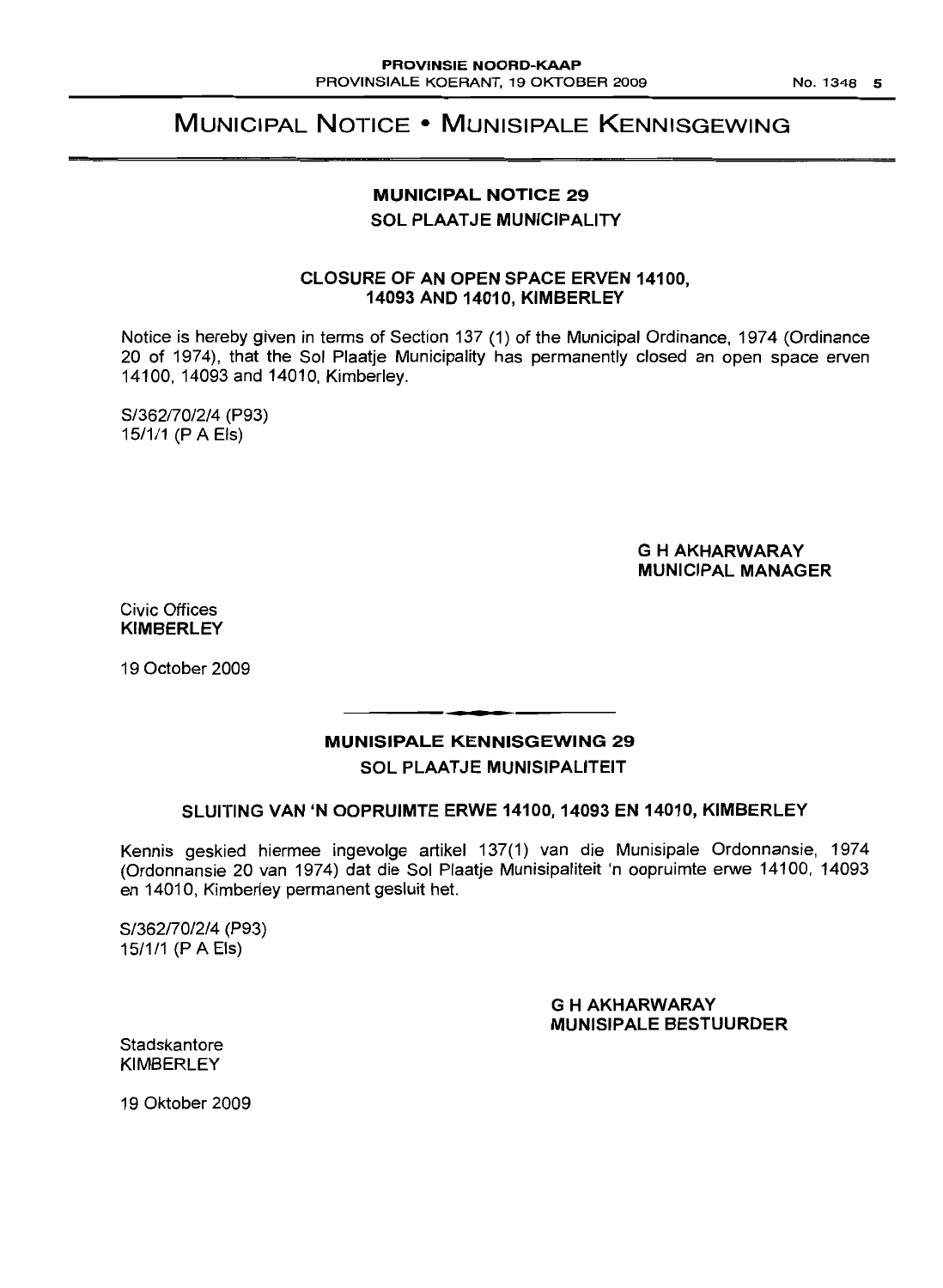# MUNICIPAL NOTICE • MUNISIPALE KENNISGEWING

## MUNICIPAL NOTICE 29

### SOL PLAATJE MUNICIPALITY

#### CLOSURE OF AN OPEN SPACE ERVEN 14100, 14093 AND 14010, KIMBERLEY

Notice is hereby given in terms of Section 137 (1) of the Municipal Ordinance, 1974 (Ordinance 20 of 1974), that the Sol Plaatje Municipality has permanently closed an open space erven 14100, 14093 and 14010, Kimberley.

S/362/70/2/4 (P93)
15/1/1 (P A Els)

**G H AKHARWARAY**
**MUNICIPAL MANAGER**

Civic Offices
**KIMBERLEY**

19 October 2009

## MUNISIPALE KENNISGEWING 29

### SOL PLAATJE MUNISIPALITEIT

#### SLUITING VAN 'N OOPRUIMTE ERWE 14100, 14093 EN 14010, KIMBERLEY

Kennis geskied hiermee ingevolge artikel 137(1) van die Munisipale Ordonnansie, 1974 (Ordonnansie 20 van 1974) dat die Sol Plaatje Munisipaliteit 'n oopruimte erwe 14100, 14093 en 14010, Kimberley permanent gesluit het.

S/362/70/2/4 (P93)
15/1/1 (P A Els)

**G H AKHARWARAY**
**MUNISIPALE BESTUURDER**

Stadskantore
KIMBERLEY

19 Oktober 2009